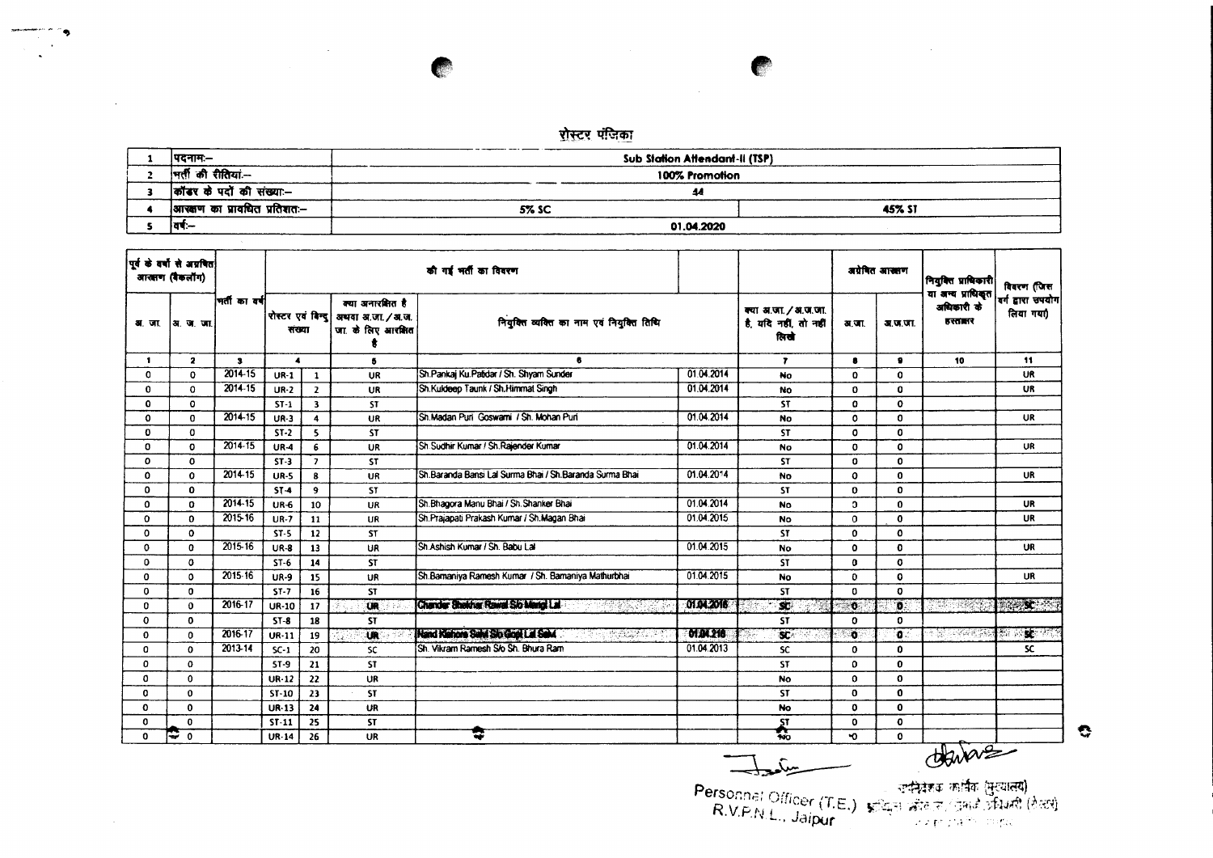# रोस्टर पंजिका

| | | | |
|---|---|---|---|
| 1 | पदनामः— | Sub Station Attendant-II (TSP) | |
| 2 | भर्ती की रीतियां— | 100% Promotion | |
| 3 | कॉडर के पदों की संख्याः— | 44 | |
| 4 | आरक्षण का प्रावधित प्रतिशतः— | 5% SC | 45% ST |
| 5 | वर्षः— | 01.04.2020 | |

| पूर्व के वर्षों से अग्रषित आरक्षण (बैकलॉग) | | भर्ती का वर्ष | की गई भर्ती का विवरण | | | | | क्या अ.जा. / अ.ज.जा. है, यदि नहीं, तो नहीं लिखें | अग्रेषित आरक्षण | | नियुक्ति प्राधिकारी या अन्य प्राधिकृत अधिकारी के हस्ताक्षर | विवरण (जिस वर्ग द्वारा उपयोग लिया गया) |
|---|---|---|---|---|---|---|---|---|---|---|---|---|
| अ. जा. | अ. ज. जा. | | रोस्टर एवं बिन्दु संख्या | | क्या अनारक्षित है अथवा अ.जा. / अ.ज.जा. के लिए आरक्षित है | नियुक्ति व्यक्ति का नाम एवं नियुक्ति तिथि | | | अ.जा. | अ.ज.जा. | | |
| 1 | 2 | 3 | 4 | | 5 | 6 | | 7 | 8 | 9 | 10 | 11 |
| 0 | 0 | 2014-15 | UR-1 | 1 | UR | Sh.Pankaj Ku.Patidar / Sh. Shyam Sunder | 01.04.2014 | No | 0 | 0 | | UR |
| 0 | 0 | 2014-15 | UR-2 | 2 | UR | Sh.Kuldeep Taunk / Sh.Himmat Singh | 01.04.2014 | No | 0 | 0 | | UR |
| 0 | 0 | | ST-1 | 3 | ST | | | ST | 0 | 0 | | |
| 0 | 0 | 2014-15 | UR-3 | 4 | UR | Sh.Madan Puri Goswami / Sh. Mohan Puri | 01.04.2014 | No | 0 | 0 | | UR |
| 0 | 0 | | ST-2 | 5 | ST | | | ST | 0 | 0 | | |
| 0 | 0 | 2014-15 | UR-4 | 6 | UR | Sh Sudhir Kumar / Sh.Rajender Kumar | 01.04.2014 | No | 0 | 0 | | UR |
| 0 | 0 | | ST-3 | 7 | ST | | | ST | 0 | 0 | | |
| 0 | 0 | 2014-15 | UR-5 | 8 | UR | Sh.Baranda Bansi Lal Surma Bhai / Sh.Baranda Surma Bhai | 01.04.2014 | No | 0 | 0 | | UR |
| 0 | 0 | | ST-4 | 9 | ST | | | ST | 0 | 0 | | |
| 0 | 0 | 2014-15 | UR-6 | 10 | UR | Sh.Bhagora Manu Bhai / Sh.Shanker Bhai | 01.04.2014 | No | 0 | 0 | | UR |
| 0 | 0 | 2015-16 | UR-7 | 11 | UR | Sh.Prajapati Prakash Kumar / Sh.Magan Bhai | 01.04.2015 | No | 0 | 0 | | UR |
| 0 | 0 | | ST-5 | 12 | ST | | | ST | 0 | 0 | | |
| 0 | 0 | 2015-16 | UR-8 | 13 | UR | Sh.Ashish Kumar / Sh. Babu Lal | 01.04.2015 | No | 0 | 0 | | UR |
| 0 | 0 | | ST-6 | 14 | ST | | | ST | 0 | 0 | | |
| 0 | 0 | 2015-16 | UR-9 | 15 | UR | Sh.Bamaniya Ramesh Kumar / Sh. Bamaniya Mathurbhai | 01.04.2015 | No | 0 | 0 | | UR |
| 0 | 0 | | ST-7 | 16 | ST | | | ST | 0 | 0 | | |
| 0 | 0 | 2016-17 | UR-10 | 17 | UR | Chander Shekhar Rawal S/o Mangi Lal | 01.04.2016 | SC | 0 | 0 | | SC |
| 0 | 0 | | ST-8 | 18 | ST | | | ST | 0 | 0 | | |
| 0 | 0 | 2016-17 | UR-11 | 19 | UR | Nand Kishore Salvi S/o Gopi Lal Salvi | 01.04.2016 | SC | 0 | 0 | | SC |
| 0 | 0 | 2013-14 | SC-1 | 20 | SC | Sh. Vikram Ramesh S/o Sh. Bhura Ram | 01.04.2013 | SC | 0 | 0 | | SC |
| 0 | 0 | | ST-9 | 21 | ST | | | ST | 0 | 0 | | |
| 0 | 0 | | UR-12 | 22 | UR | | | No | 0 | 0 | | |
| 0 | 0 | | ST-10 | 23 | ST | | | ST | 0 | 0 | | |
| 0 | 0 | | UR-13 | 24 | UR | | | No | 0 | 0 | | |
| 0 | 0 | | ST-11 | 25 | ST | | | ST | 0 | 0 | | |
| 0 | 0 | | UR-14 | 26 | UR | | | No | 0 | 0 | | |

Personnel Officer (T.E.)
R.V.P.N.L., Jaipur

उपनिदेशक कार्मिक (मुख्यालय)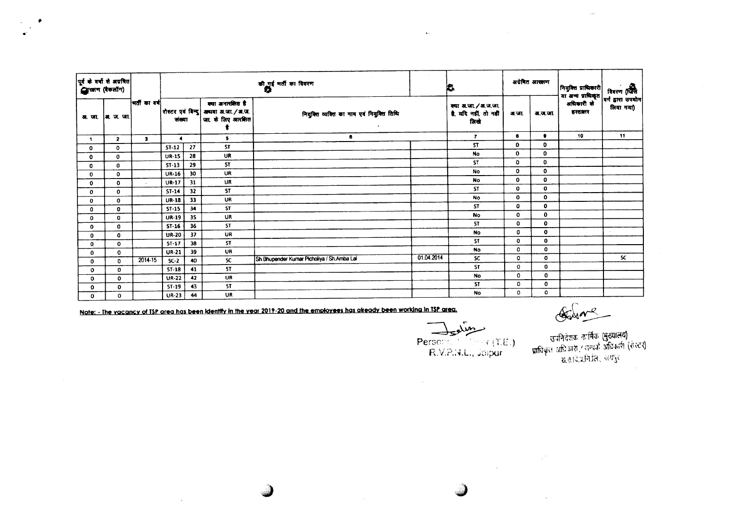| पूर्व के वर्षों से अग्रेषित आरक्षण (बैकलॉग) | | भर्ती का वर्ष | की गई भर्ती का विवरण | | | | | | अग्रेषित आरक्षण | | नियुक्ति प्राधिकारी या अन्य प्राधिकृत अधिकारी के हस्ताक्षर | विवरण (किस वर्ग द्वारा उपयोग लिया गया) |
|---|---|---|---|---|---|---|---|---|---|---|---|---|
| अ. जा. | अ. ज. जा. | | रोस्टर एवं बिन्दु संख्या | | क्या अनारक्षित है अथवा अ.जा. / अ.ज.जा. के लिए आरक्षित है | नियुक्त व्यक्ति का नाम एवं नियुक्ति तिथि | | क्या अ.जा. / अ.ज.जा. है, यदि नहीं, तो नहीं लिखे | अ.जा. | अ.ज.जा. | | |
| 1 | 2 | 3 | 4 | | 5 | 6 | | 7 | 8 | 9 | 10 | 11 |
| 0 | 0 | | ST-12 | 27 | ST | | | ST | 0 | 0 | | |
| 0 | 0 | | UR-15 | 28 | UR | | | No | 0 | 0 | | |
| 0 | 0 | | ST-13 | 29 | ST | | | ST | 0 | 0 | | |
| 0 | 0 | | UR-16 | 30 | UR | | | No | 0 | 0 | | |
| 0 | 0 | | UR-17 | 31 | UR | | | No | 0 | 0 | | |
| 0 | 0 | | ST-14 | 32 | ST | | | ST | 0 | 0 | | |
| 0 | 0 | | UR-18 | 33 | UR | | | No | 0 | 0 | | |
| 0 | 0 | | ST-15 | 34 | ST | | | ST | 0 | 0 | | |
| 0 | 0 | | UR-19 | 35 | UR | | | No | 0 | 0 | | |
| 0 | 0 | | ST-16 | 36 | ST | | | ST | 0 | 0 | | |
| 0 | 0 | | UR-20 | 37 | UR | | | No | 0 | 0 | | |
| 0 | 0 | | ST-17 | 38 | ST | | | ST | 0 | 0 | | |
| 0 | 0 | | UR-21 | 39 | UR | | | No | 0 | 0 | | |
| 0 | 0 | 2014-15 | SC-2 | 40 | SC | Sh.Bhupender Kumar Picholiya / Sh.Amba Lal | 01.04.2014 | SC | 0 | 0 | | SC |
| 0 | 0 | | ST-18 | 41 | ST | | | ST | 0 | 0 | | |
| 0 | 0 | | UR-22 | 42 | UR | | | No | 0 | 0 | | |
| 0 | 0 | | ST-19 | 43 | ST | | | ST | 0 | 0 | | |
| 0 | 0 | | UR-23 | 44 | UR | | | No | 0 | 0 | | |

**Note: - The vacancy of TSP area has been identify in the year 2019-20 and the employees has already been working in TSP area.**

Personnel Officer (T.E.)
R.V.P.N.L., Jaipur

उपनिदेशक कार्मिक (मुख्यालय)
प्राधिकृत अधिकारी / सम्पर्क अधिकारी (रोस्टर)
रा.रा.वि.प्र.नि.लि., जयपुर